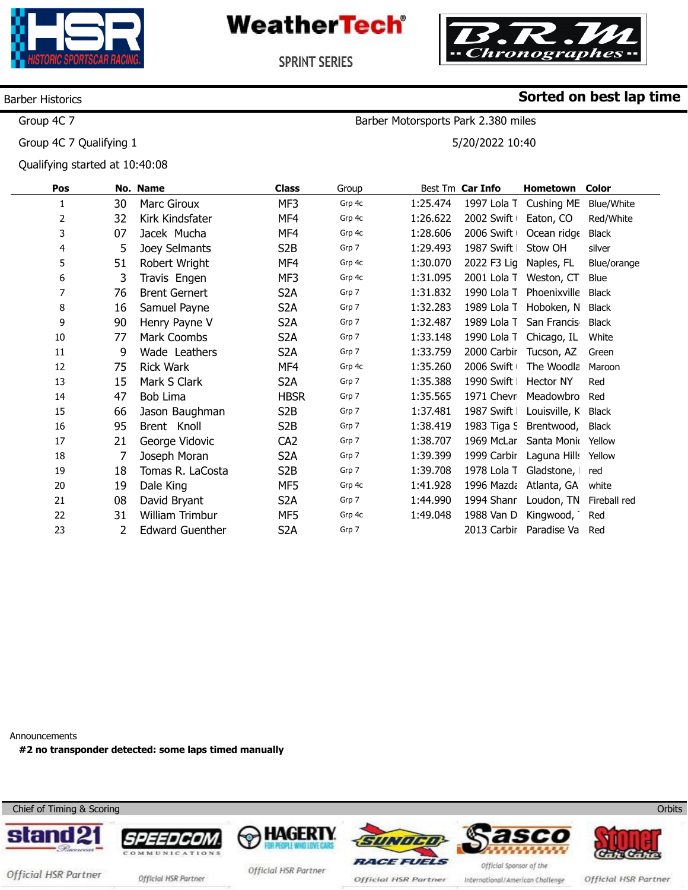HSR HISTORIC SPORTSCAR RACING

WeatherTech® SPRINT SERIES

B.R.M Chronographes

Barber Historics

**Sorted on best lap time**

Group 4C 7

Barber Motorsports Park 2.380 miles

Group 4C 7 Qualifying 1

5/20/2022 10:40

Qualifying started at 10:40:08

| Pos | No. | Name | Class | Group | Best Tm | Car Info | Hometown | Color |
|---|---|---|---|---|---|---|---|---|
| 1 | 30 | Marc Giroux | MF3 | Grp 4c | 1:25.474 | 1997 Lola T | Cushing ME | Blue/White |
| 2 | 32 | Kirk Kindsfater | MF4 | Grp 4c | 1:26.622 | 2002 Swift ( | Eaton, CO | Red/White |
| 3 | 07 | Jacek Mucha | MF4 | Grp 4c | 1:28.606 | 2006 Swift ( | Ocean ridge | Black |
| 4 | 5 | Joey Selmants | S2B | Grp 7 | 1:29.493 | 1987 Swift I | Stow OH | silver |
| 5 | 51 | Robert Wright | MF4 | Grp 4c | 1:30.070 | 2022 F3 Lig | Naples, FL | Blue/orange |
| 6 | 3 | Travis Engen | MF3 | Grp 4c | 1:31.095 | 2001 Lola T | Weston, CT | Blue |
| 7 | 76 | Brent Gernert | S2A | Grp 7 | 1:31.832 | 1990 Lola T | Phoenixville | Black |
| 8 | 16 | Samuel Payne | S2A | Grp 7 | 1:32.283 | 1989 Lola T | Hoboken, N | Black |
| 9 | 90 | Henry Payne V | S2A | Grp 7 | 1:32.487 | 1989 Lola T | San Francis | Black |
| 10 | 77 | Mark Coombs | S2A | Grp 7 | 1:33.148 | 1990 Lola T | Chicago, IL | White |
| 11 | 9 | Wade Leathers | S2A | Grp 7 | 1:33.759 | 2000 Carbir | Tucson, AZ | Green |
| 12 | 75 | Rick Wark | MF4 | Grp 4c | 1:35.260 | 2006 Swift ( | The Woodla | Maroon |
| 13 | 15 | Mark S Clark | S2A | Grp 7 | 1:35.388 | 1990 Swift I | Hector NY | Red |
| 14 | 47 | Bob Lima | HBSR | Grp 7 | 1:35.565 | 1971 Chevr | Meadowbro | Red |
| 15 | 66 | Jason Baughman | S2B | Grp 7 | 1:37.481 | 1987 Swift I | Louisville, K | Black |
| 16 | 95 | Brent Knoll | S2B | Grp 7 | 1:38.419 | 1983 Tiga S | Brentwood, | Black |
| 17 | 21 | George Vidovic | CA2 | Grp 7 | 1:38.707 | 1969 McLar | Santa Monic | Yellow |
| 18 | 7 | Joseph Moran | S2A | Grp 7 | 1:39.399 | 1999 Carbir | Laguna Hills | Yellow |
| 19 | 18 | Tomas R. LaCosta | S2B | Grp 7 | 1:39.708 | 1978 Lola T | Gladstone, I | red |
| 20 | 19 | Dale King | MF5 | Grp 4c | 1:41.928 | 1996 Mazda | Atlanta, GA | white |
| 21 | 08 | David Bryant | S2A | Grp 7 | 1:44.990 | 1994 Shanr | Loudon, TN | Fireball red |
| 22 | 31 | William Trimbur | MF5 | Grp 4c | 1:49.048 | 1988 Van D | Kingwood, ' | Red |
| 23 | 2 | Edward Guenther | S2A | Grp 7 | | 2013 Carbir | Paradise Va | Red |

Announcements

**#2 no transponder detected: some laps timed manually**

Chief of Timing & Scoring

Orbits

stand21 Official HSR Partner · SPEEDCOM COMMUNICATIONS Official HSR Partner · HAGERTY FOR PEOPLE WHO LOVE CARS Official HSR Partner · SUNOCO RACE FUELS Official HSR Partner · Sasco Official Sponsor of the International/American Challenge · Stoner Car Care Official HSR Partner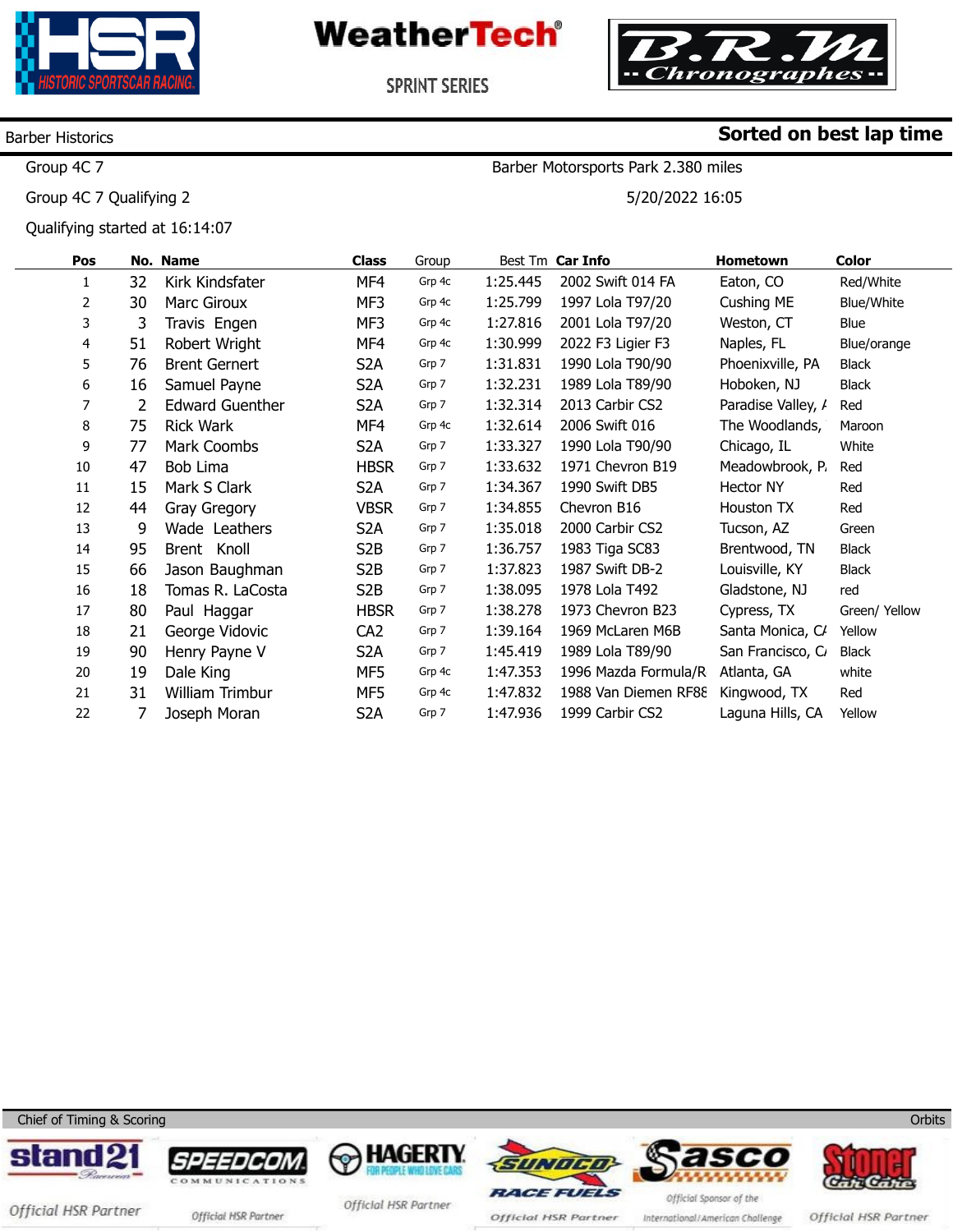HSR HISTORIC SPORTSCAR RACING

**WeatherTech** SPRINT SERIES

B.R.M. Chronographes

Barber Historics

**Sorted on best lap time**

Group 4C 7

Barber Motorsports Park 2.380 miles

Group 4C 7 Qualifying 2

5/20/2022 16:05

Qualifying started at 16:14:07

| Pos | No. | Name | Class | Group | Best Tm | Car Info | Hometown | Color |
|---|---|---|---|---|---|---|---|---|
| 1 | 32 | Kirk Kindsfater | MF4 | Grp 4c | 1:25.445 | 2002 Swift 014 FA | Eaton, CO | Red/White |
| 2 | 30 | Marc Giroux | MF3 | Grp 4c | 1:25.799 | 1997 Lola T97/20 | Cushing ME | Blue/White |
| 3 | 3 | Travis Engen | MF3 | Grp 4c | 1:27.816 | 2001 Lola T97/20 | Weston, CT | Blue |
| 4 | 51 | Robert Wright | MF4 | Grp 4c | 1:30.999 | 2022 F3 Ligier F3 | Naples, FL | Blue/orange |
| 5 | 76 | Brent Gernert | S2A | Grp 7 | 1:31.831 | 1990 Lola T90/90 | Phoenixville, PA | Black |
| 6 | 16 | Samuel Payne | S2A | Grp 7 | 1:32.231 | 1989 Lola T89/90 | Hoboken, NJ | Black |
| 7 | 2 | Edward Guenther | S2A | Grp 7 | 1:32.314 | 2013 Carbir CS2 | Paradise Valley, A | Red |
| 8 | 75 | Rick Wark | MF4 | Grp 4c | 1:32.614 | 2006 Swift 016 | The Woodlands, | Maroon |
| 9 | 77 | Mark Coombs | S2A | Grp 7 | 1:33.327 | 1990 Lola T90/90 | Chicago, IL | White |
| 10 | 47 | Bob Lima | HBSR | Grp 7 | 1:33.632 | 1971 Chevron B19 | Meadowbrook, P. | Red |
| 11 | 15 | Mark S Clark | S2A | Grp 7 | 1:34.367 | 1990 Swift DB5 | Hector NY | Red |
| 12 | 44 | Gray Gregory | VBSR | Grp 7 | 1:34.855 | Chevron B16 | Houston TX | Red |
| 13 | 9 | Wade Leathers | S2A | Grp 7 | 1:35.018 | 2000 Carbir CS2 | Tucson, AZ | Green |
| 14 | 95 | Brent Knoll | S2B | Grp 7 | 1:36.757 | 1983 Tiga SC83 | Brentwood, TN | Black |
| 15 | 66 | Jason Baughman | S2B | Grp 7 | 1:37.823 | 1987 Swift DB-2 | Louisville, KY | Black |
| 16 | 18 | Tomas R. LaCosta | S2B | Grp 7 | 1:38.095 | 1978 Lola T492 | Gladstone, NJ | red |
| 17 | 80 | Paul Haggar | HBSR | Grp 7 | 1:38.278 | 1973 Chevron B23 | Cypress, TX | Green/ Yellow |
| 18 | 21 | George Vidovic | CA2 | Grp 7 | 1:39.164 | 1969 McLaren M6B | Santa Monica, CA | Yellow |
| 19 | 90 | Henry Payne V | S2A | Grp 7 | 1:45.419 | 1989 Lola T89/90 | San Francisco, C. | Black |
| 20 | 19 | Dale King | MF5 | Grp 4c | 1:47.353 | 1996 Mazda Formula/R | Atlanta, GA | white |
| 21 | 31 | William Trimbur | MF5 | Grp 4c | 1:47.832 | 1988 Van Diemen RF88 | Kingwood, TX | Red |
| 22 | 7 | Joseph Moran | S2A | Grp 7 | 1:47.936 | 1999 Carbir CS2 | Laguna Hills, CA | Yellow |

Chief of Timing & Scoring

Orbits

stand21 — Official HSR Partner | SPEEDCOM COMMUNICATIONS — Official HSR Partner | HAGERTY FOR PEOPLE WHO LOVE CARS — Official HSR Partner | SUNOCO RACE FUELS — Official HSR Partner | Sasco — Official Sponsor of the International/American Challenge | Stoner Car Care — Official HSR Partner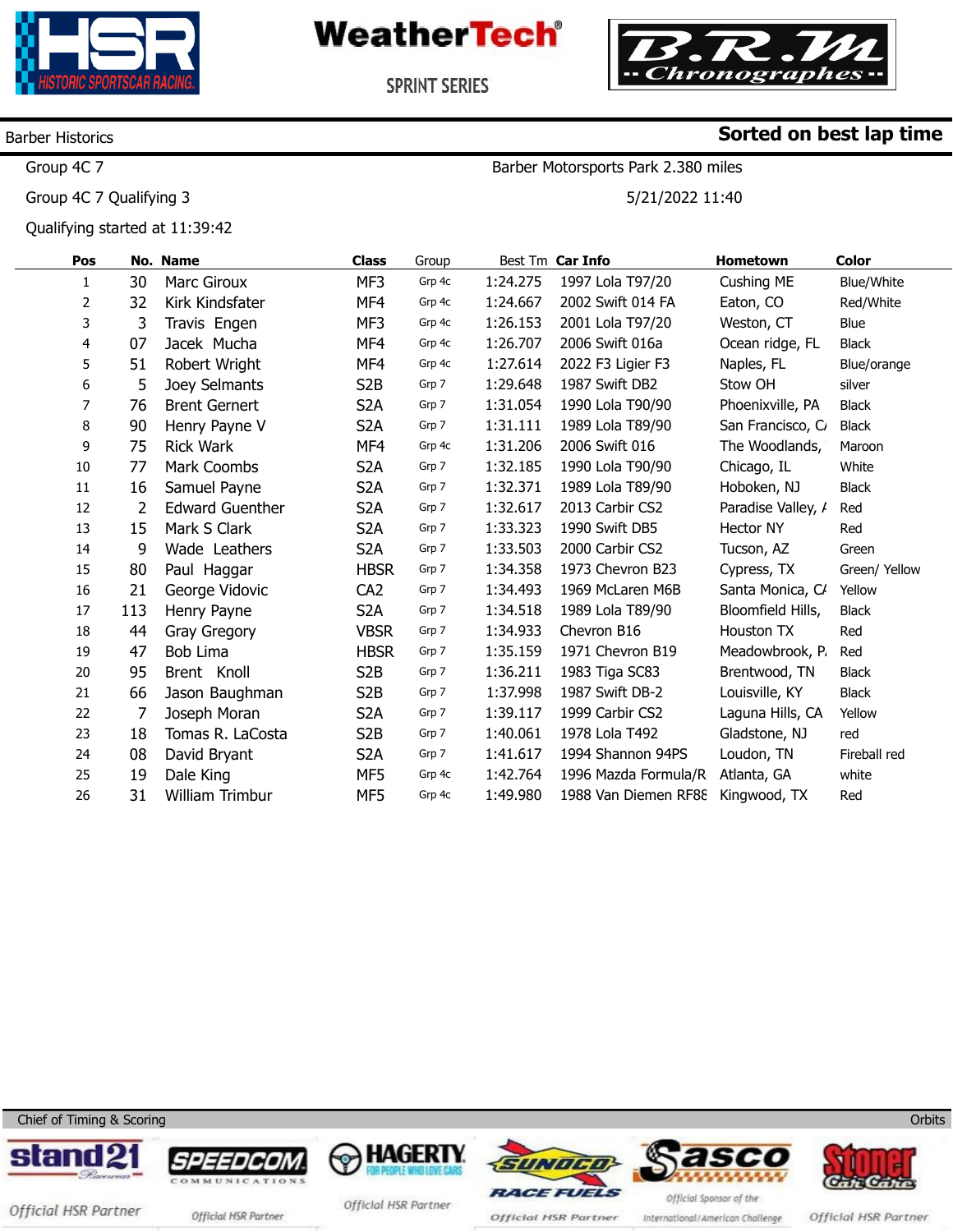HSR HISTORIC SPORTSCAR RACING — WeatherTech SPRINT SERIES — B.R.M Chronographes

Barber Historics **Sorted on best lap time**

Group 4C 7 — Barber Motorsports Park 2.380 miles

Group 4C 7 Qualifying 3 — 5/21/2022 11:40

Qualifying started at 11:39:42

| Pos | No. | Name | Class | Group | Best Tm | Car Info | Hometown | Color |
|---|---|---|---|---|---|---|---|---|
| 1 | 30 | Marc Giroux | MF3 | Grp 4c | 1:24.275 | 1997 Lola T97/20 | Cushing ME | Blue/White |
| 2 | 32 | Kirk Kindsfater | MF4 | Grp 4c | 1:24.667 | 2002 Swift 014 FA | Eaton, CO | Red/White |
| 3 | 3 | Travis Engen | MF3 | Grp 4c | 1:26.153 | 2001 Lola T97/20 | Weston, CT | Blue |
| 4 | 07 | Jacek Mucha | MF4 | Grp 4c | 1:26.707 | 2006 Swift 016a | Ocean ridge, FL | Black |
| 5 | 51 | Robert Wright | MF4 | Grp 4c | 1:27.614 | 2022 F3 Ligier F3 | Naples, FL | Blue/orange |
| 6 | 5 | Joey Selmants | S2B | Grp 7 | 1:29.648 | 1987 Swift DB2 | Stow OH | silver |
| 7 | 76 | Brent Gernert | S2A | Grp 7 | 1:31.054 | 1990 Lola T90/90 | Phoenixville, PA | Black |
| 8 | 90 | Henry Payne V | S2A | Grp 7 | 1:31.111 | 1989 Lola T89/90 | San Francisco, C/ | Black |
| 9 | 75 | Rick Wark | MF4 | Grp 4c | 1:31.206 | 2006 Swift 016 | The Woodlands, | Maroon |
| 10 | 77 | Mark Coombs | S2A | Grp 7 | 1:32.185 | 1990 Lola T90/90 | Chicago, IL | White |
| 11 | 16 | Samuel Payne | S2A | Grp 7 | 1:32.371 | 1989 Lola T89/90 | Hoboken, NJ | Black |
| 12 | 2 | Edward Guenther | S2A | Grp 7 | 1:32.617 | 2013 Carbir CS2 | Paradise Valley, / | Red |
| 13 | 15 | Mark S Clark | S2A | Grp 7 | 1:33.323 | 1990 Swift DB5 | Hector NY | Red |
| 14 | 9 | Wade Leathers | S2A | Grp 7 | 1:33.503 | 2000 Carbir CS2 | Tucson, AZ | Green |
| 15 | 80 | Paul Haggar | HBSR | Grp 7 | 1:34.358 | 1973 Chevron B23 | Cypress, TX | Green/ Yellow |
| 16 | 21 | George Vidovic | CA2 | Grp 7 | 1:34.493 | 1969 McLaren M6B | Santa Monica, C/ | Yellow |
| 17 | 113 | Henry Payne | S2A | Grp 7 | 1:34.518 | 1989 Lola T89/90 | Bloomfield Hills, | Black |
| 18 | 44 | Gray Gregory | VBSR | Grp 7 | 1:34.933 | Chevron B16 | Houston TX | Red |
| 19 | 47 | Bob Lima | HBSR | Grp 7 | 1:35.159 | 1971 Chevron B19 | Meadowbrook, P. | Red |
| 20 | 95 | Brent Knoll | S2B | Grp 7 | 1:36.211 | 1983 Tiga SC83 | Brentwood, TN | Black |
| 21 | 66 | Jason Baughman | S2B | Grp 7 | 1:37.998 | 1987 Swift DB-2 | Louisville, KY | Black |
| 22 | 7 | Joseph Moran | S2A | Grp 7 | 1:39.117 | 1999 Carbir CS2 | Laguna Hills, CA | Yellow |
| 23 | 18 | Tomas R. LaCosta | S2B | Grp 7 | 1:40.061 | 1978 Lola T492 | Gladstone, NJ | red |
| 24 | 08 | David Bryant | S2A | Grp 7 | 1:41.617 | 1994 Shannon 94PS | Loudon, TN | Fireball red |
| 25 | 19 | Dale King | MF5 | Grp 4c | 1:42.764 | 1996 Mazda Formula/R | Atlanta, GA | white |
| 26 | 31 | William Trimbur | MF5 | Grp 4c | 1:49.980 | 1988 Van Diemen RF88 | Kingwood, TX | Red |

Chief of Timing & Scoring — Orbits

stand21 Official HSR Partner — SPEEDCOM Communications Official HSR Partner — HAGERTY Official HSR Partner — SUNOCO Race Fuels Official HSR Partner — Sasco Official Sponsor of the International/American Challenge — Stoner Car Care Official HSR Partner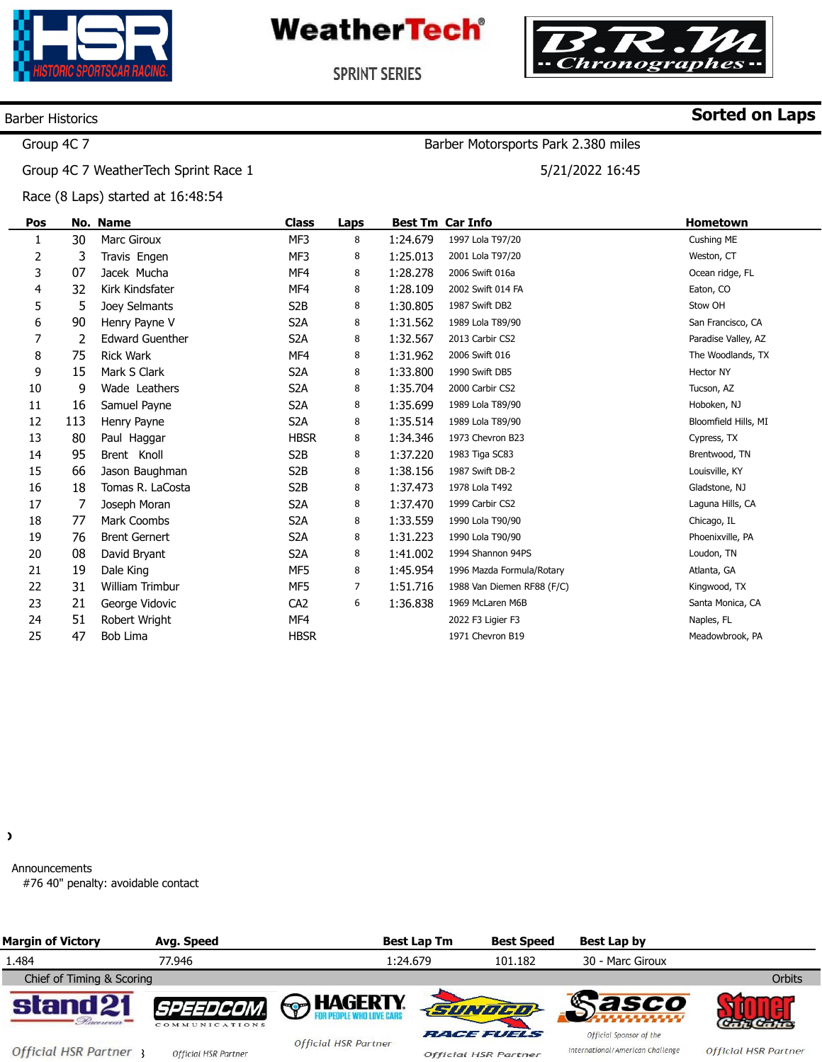HSR HISTORIC SPORTSCAR RACING

**WeatherTech** SPRINT SERIES

B.R.M -- Chronographes --

Barber Historics — **Sorted on Laps**

Group 4C 7 — Barber Motorsports Park 2.380 miles

Group 4C 7 WeatherTech Sprint Race 1 — 5/21/2022 16:45

Race (8 Laps) started at 16:48:54

| Pos | No. | Name | Class | Laps | Best Tm | Car Info | Hometown |
|---|---|---|---|---|---|---|---|
| 1 | 30 | Marc Giroux | MF3 | 8 | 1:24.679 | 1997 Lola T97/20 | Cushing ME |
| 2 | 3 | Travis Engen | MF3 | 8 | 1:25.013 | 2001 Lola T97/20 | Weston, CT |
| 3 | 07 | Jacek Mucha | MF4 | 8 | 1:28.278 | 2006 Swift 016a | Ocean ridge, FL |
| 4 | 32 | Kirk Kindsfater | MF4 | 8 | 1:28.109 | 2002 Swift 014 FA | Eaton, CO |
| 5 | 5 | Joey Selmants | S2B | 8 | 1:30.805 | 1987 Swift DB2 | Stow OH |
| 6 | 90 | Henry Payne V | S2A | 8 | 1:31.562 | 1989 Lola T89/90 | San Francisco, CA |
| 7 | 2 | Edward Guenther | S2A | 8 | 1:32.567 | 2013 Carbir CS2 | Paradise Valley, AZ |
| 8 | 75 | Rick Wark | MF4 | 8 | 1:31.962 | 2006 Swift 016 | The Woodlands, TX |
| 9 | 15 | Mark S Clark | S2A | 8 | 1:33.800 | 1990 Swift DB5 | Hector NY |
| 10 | 9 | Wade Leathers | S2A | 8 | 1:35.704 | 2000 Carbir CS2 | Tucson, AZ |
| 11 | 16 | Samuel Payne | S2A | 8 | 1:35.699 | 1989 Lola T89/90 | Hoboken, NJ |
| 12 | 113 | Henry Payne | S2A | 8 | 1:35.514 | 1989 Lola T89/90 | Bloomfield Hills, MI |
| 13 | 80 | Paul Haggar | HBSR | 8 | 1:34.346 | 1973 Chevron B23 | Cypress, TX |
| 14 | 95 | Brent Knoll | S2B | 8 | 1:37.220 | 1983 Tiga SC83 | Brentwood, TN |
| 15 | 66 | Jason Baughman | S2B | 8 | 1:38.156 | 1987 Swift DB-2 | Louisville, KY |
| 16 | 18 | Tomas R. LaCosta | S2B | 8 | 1:37.473 | 1978 Lola T492 | Gladstone, NJ |
| 17 | 7 | Joseph Moran | S2A | 8 | 1:37.470 | 1999 Carbir CS2 | Laguna Hills, CA |
| 18 | 77 | Mark Coombs | S2A | 8 | 1:33.559 | 1990 Lola T90/90 | Chicago, IL |
| 19 | 76 | Brent Gerrert | S2A | 8 | 1:31.223 | 1990 Lola T90/90 | Phoenixville, PA |
| 20 | 08 | David Bryant | S2A | 8 | 1:41.002 | 1994 Shannon 94PS | Loudon, TN |
| 21 | 19 | Dale King | MF5 | 8 | 1:45.954 | 1996 Mazda Formula/Rotary | Atlanta, GA |
| 22 | 31 | William Trimbur | MF5 | 7 | 1:51.716 | 1988 Van Diemen RF88 (F/C) | Kingwood, TX |
| 23 | 21 | George Vidovic | CA2 | 6 | 1:36.838 | 1969 McLaren M6B | Santa Monica, CA |
| 24 | 51 | Robert Wright | MF4 | | | 2022 F3 Ligier F3 | Naples, FL |
| 25 | 47 | Bob Lima | HBSR | | | 1971 Chevron B19 | Meadowbrook, PA |

Announcements
#76 40" penalty: avoidable contact

| Margin of Victory | Avg. Speed | Best Lap Tm | Best Speed | Best Lap by |
|---|---|---|---|---|
| 1.484 | 77.946 | 1:24.679 | 101.182 | 30 - Marc Giroux |

Chief of Timing & Scoring — Orbits

stand21 Official HSR Partner | SPEEDCOM Communications Official HSR Partner | HAGERTY Official HSR Partner | SUNOCO Race Fuels Official HSR Partner | Sasco Official Sponsor of the International/American Challenge | Stoner Car Care Official HSR Partner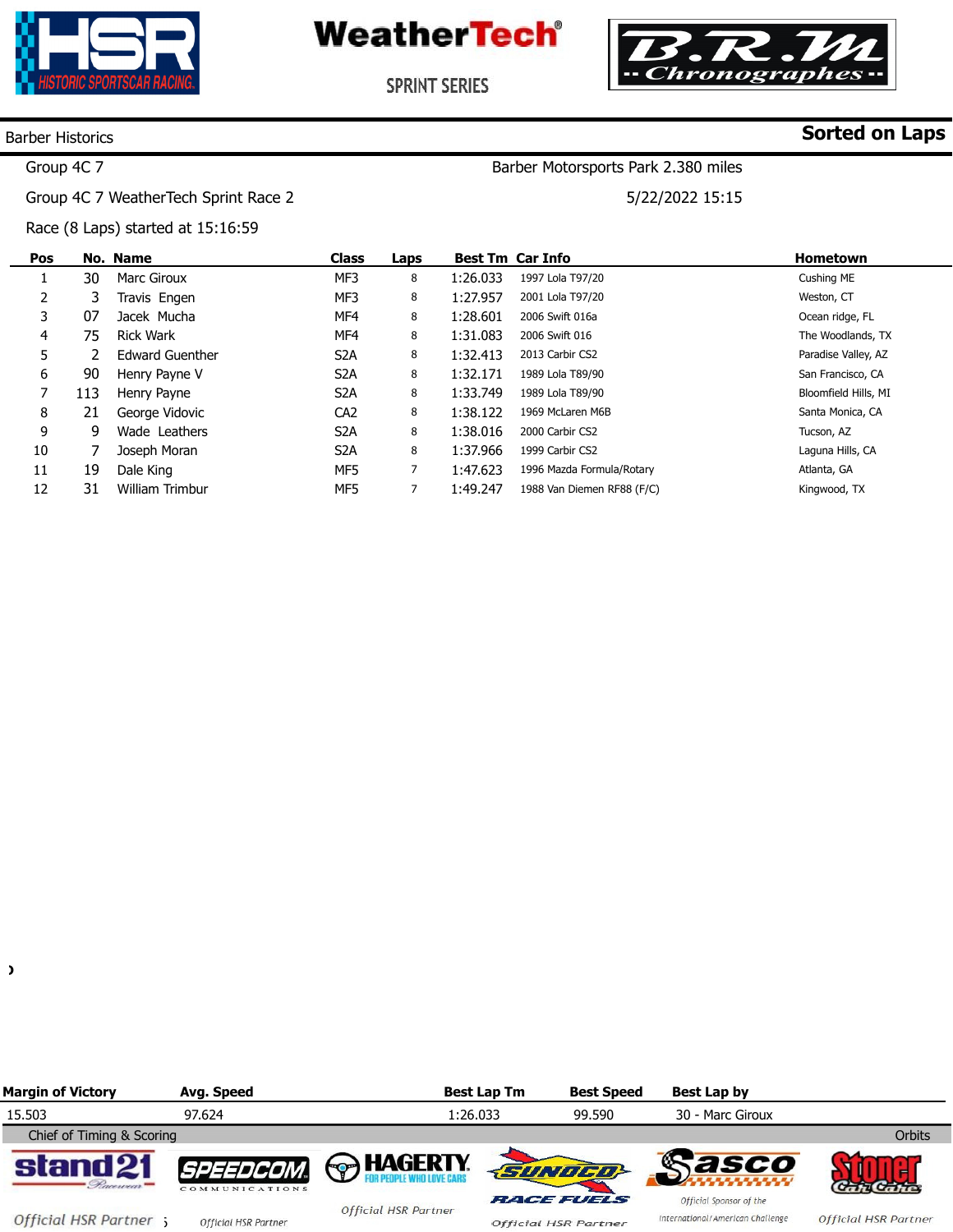WeatherTech®

SPRINT SERIES

Barber Historics

**Sorted on Laps**

Group 4C 7

Barber Motorsports Park 2.380 miles

Group 4C 7 WeatherTech Sprint Race 2

5/22/2022 15:15

Race (8 Laps) started at 15:16:59

| Pos | No. | Name | Class | Laps | Best Tm | Car Info | Hometown |
|---|---|---|---|---|---|---|---|
| 1 | 30 | Marc Giroux | MF3 | 8 | 1:26.033 | 1997 Lola T97/20 | Cushing ME |
| 2 | 3 | Travis Engen | MF3 | 8 | 1:27.957 | 2001 Lola T97/20 | Weston, CT |
| 3 | 07 | Jacek Mucha | MF4 | 8 | 1:28.601 | 2006 Swift 016a | Ocean ridge, FL |
| 4 | 75 | Rick Wark | MF4 | 8 | 1:31.083 | 2006 Swift 016 | The Woodlands, TX |
| 5 | 2 | Edward Guenther | S2A | 8 | 1:32.413 | 2013 Carbir CS2 | Paradise Valley, AZ |
| 6 | 90 | Henry Payne V | S2A | 8 | 1:32.171 | 1989 Lola T89/90 | San Francisco, CA |
| 7 | 113 | Henry Payne | S2A | 8 | 1:33.749 | 1989 Lola T89/90 | Bloomfield Hills, MI |
| 8 | 21 | George Vidovic | CA2 | 8 | 1:38.122 | 1969 McLaren M6B | Santa Monica, CA |
| 9 | 9 | Wade Leathers | S2A | 8 | 1:38.016 | 2000 Carbir CS2 | Tucson, AZ |
| 10 | 7 | Joseph Moran | S2A | 8 | 1:37.966 | 1999 Carbir CS2 | Laguna Hills, CA |
| 11 | 19 | Dale King | MF5 | 7 | 1:47.623 | 1996 Mazda Formula/Rotary | Atlanta, GA |
| 12 | 31 | William Trimbur | MF5 | 7 | 1:49.247 | 1988 Van Diemen RF88 (F/C) | Kingwood, TX |

| Margin of Victory | Avg. Speed | Best Lap Tm | Best Speed | Best Lap by |
|---|---|---|---|---|
| 15.503 | 97.624 | 1:26.033 | 99.590 | 30 - Marc Giroux |

Chief of Timing & Scoring

Orbits

Official HSR Partner

Official HSR Partner

Official HSR Partner

Official HSR Partner

Official Sponsor of the International/American Challenge

Official HSR Partner